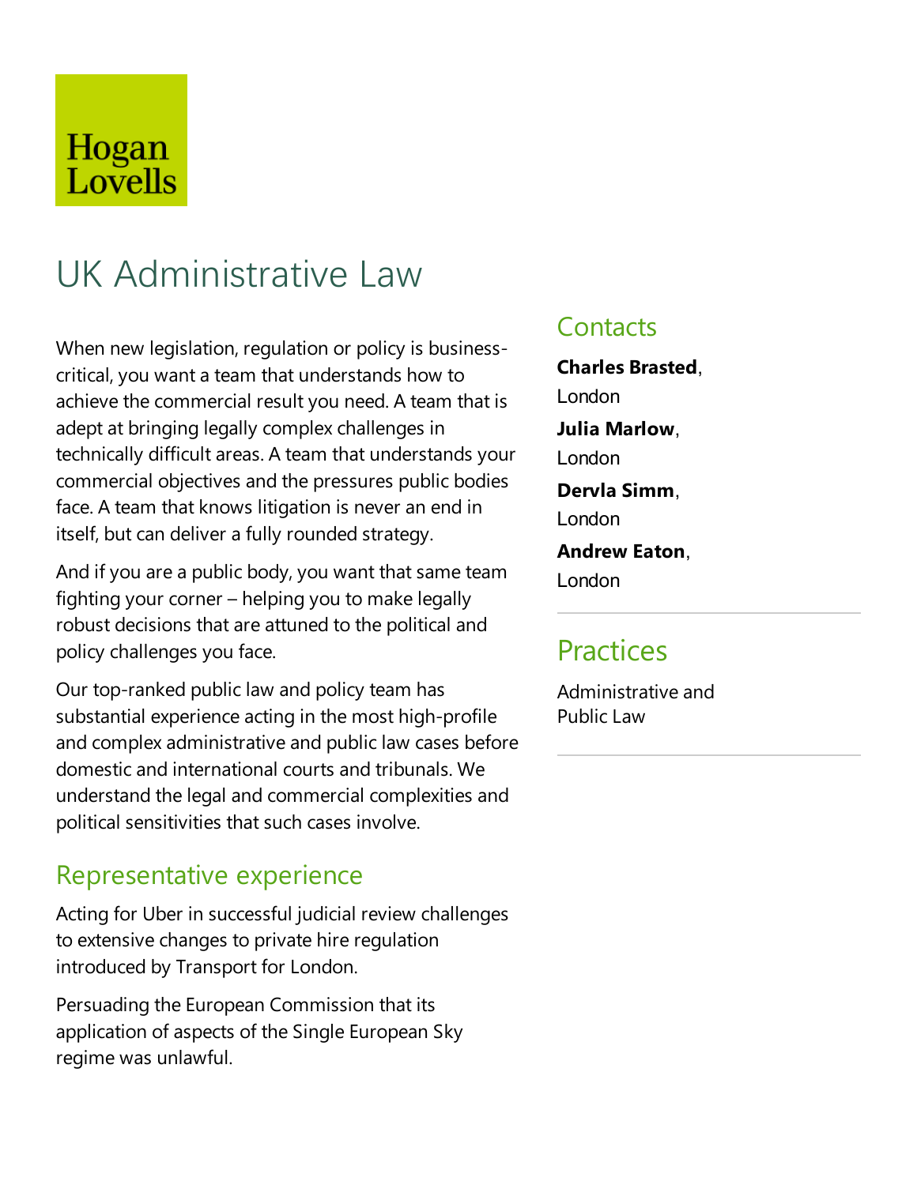Hogan Lovells

# UK Administrative Law

When new legislation, regulation or policy is business-critical, you want a team that understands how to achieve the commercial result you need. A team that is adept at bringing legally complex challenges in technically difficult areas. A team that understands your commercial objectives and the pressures public bodies face. A team that knows litigation is never an end in itself, but can deliver a fully rounded strategy.

And if you are a public body, you want that same team fighting your corner – helping you to make legally robust decisions that are attuned to the political and policy challenges you face.

Our top-ranked public law and policy team has substantial experience acting in the most high-profile and complex administrative and public law cases before domestic and international courts and tribunals. We understand the legal and commercial complexities and political sensitivities that such cases involve.

## Representative experience

Acting for Uber in successful judicial review challenges to extensive changes to private hire regulation introduced by Transport for London.

Persuading the European Commission that its application of aspects of the Single European Sky regime was unlawful.

## Contacts

**Charles Brasted**, London

**Julia Marlow**, London

**Dervla Simm**, London

**Andrew Eaton**, London

## Practices

Administrative and Public Law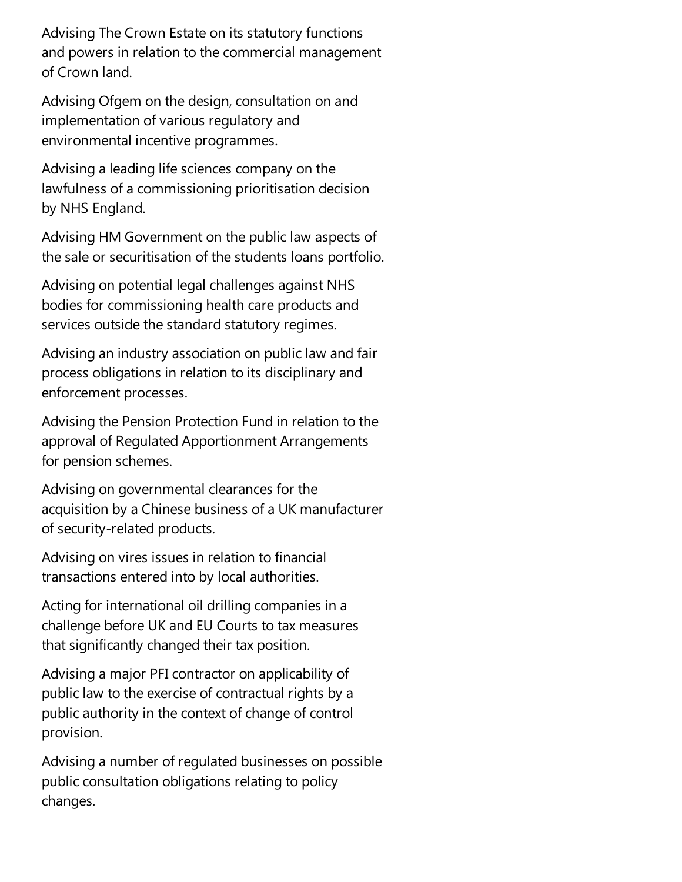Advising The Crown Estate on its statutory functions and powers in relation to the commercial management of Crown land.

Advising Ofgem on the design, consultation on and implementation of various regulatory and environmental incentive programmes.

Advising a leading life sciences company on the lawfulness of a commissioning prioritisation decision by NHS England.

Advising HM Government on the public law aspects of the sale or securitisation of the students loans portfolio.

Advising on potential legal challenges against NHS bodies for commissioning health care products and services outside the standard statutory regimes.

Advising an industry association on public law and fair process obligations in relation to its disciplinary and enforcement processes.

Advising the Pension Protection Fund in relation to the approval of Regulated Apportionment Arrangements for pension schemes.

Advising on governmental clearances for the acquisition by a Chinese business of a UK manufacturer of security-related products.

Advising on vires issues in relation to financial transactions entered into by local authorities.

Acting for international oil drilling companies in a challenge before UK and EU Courts to tax measures that significantly changed their tax position.

Advising a major PFI contractor on applicability of public law to the exercise of contractual rights by a public authority in the context of change of control provision.

Advising a number of regulated businesses on possible public consultation obligations relating to policy changes.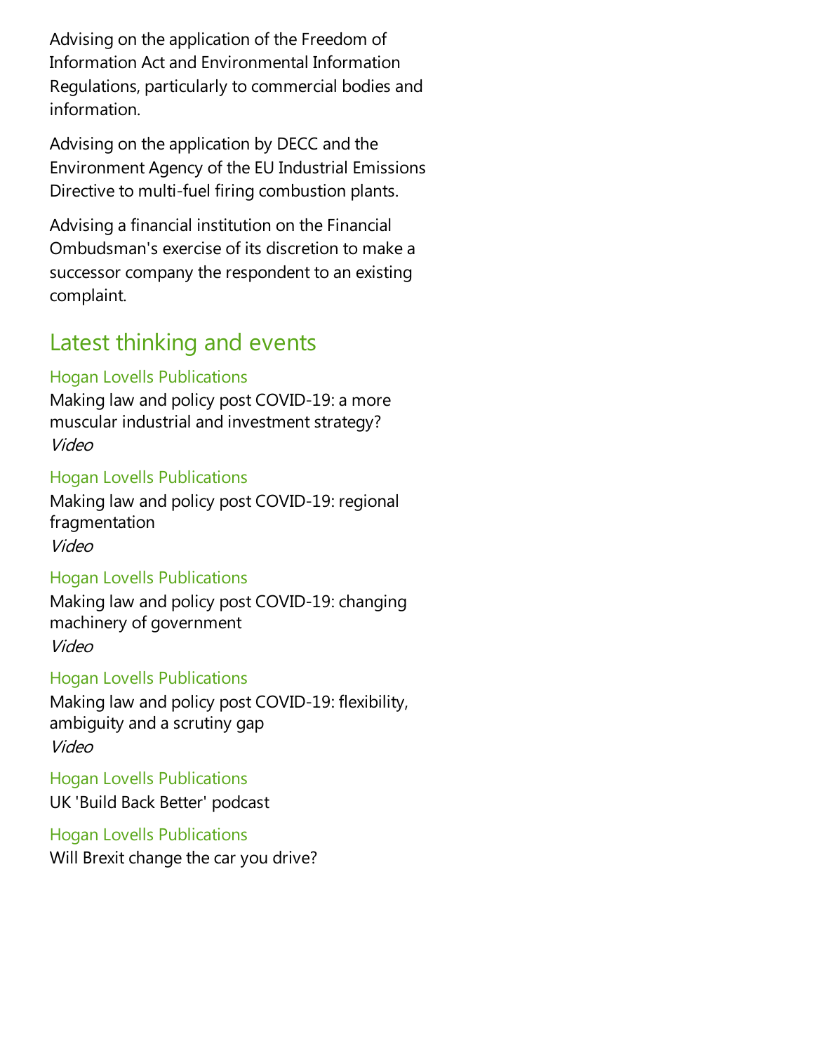Advising on the application of the Freedom of Information Act and Environmental Information Regulations, particularly to commercial bodies and information.

Advising on the application by DECC and the Environment Agency of the EU Industrial Emissions Directive to multi-fuel firing combustion plants.

Advising a financial institution on the Financial Ombudsman's exercise of its discretion to make a successor company the respondent to an existing complaint.

## Latest thinking and events

Hogan Lovells Publications
Making law and policy post COVID-19: a more muscular industrial and investment strategy?
*Video*

Hogan Lovells Publications
Making law and policy post COVID-19: regional fragmentation
*Video*

Hogan Lovells Publications
Making law and policy post COVID-19: changing machinery of government
*Video*

Hogan Lovells Publications
Making law and policy post COVID-19: flexibility, ambiguity and a scrutiny gap
*Video*

Hogan Lovells Publications
UK 'Build Back Better' podcast

Hogan Lovells Publications
Will Brexit change the car you drive?